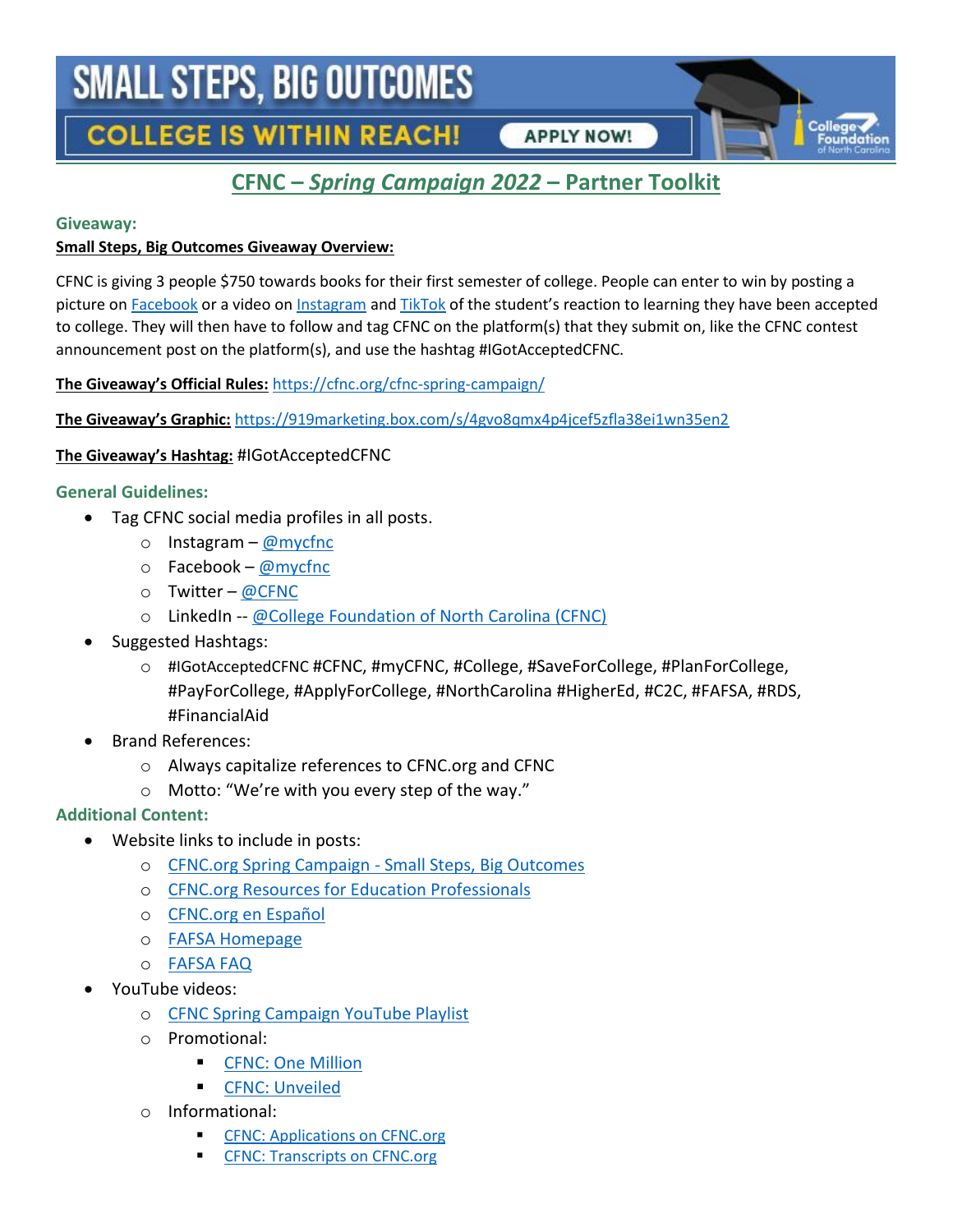SMALL STEPS, BIG OUTCOMES

COLLEGE IS WITHIN REACH! APPLY NOW!

# CFNC – *Spring Campaign 2022* – Partner Toolkit

## Giveaway:

**Small Steps, Big Outcomes Giveaway Overview:**

CFNC is giving 3 people $750 towards books for their first semester of college. People can enter to win by posting a picture on Facebook or a video on Instagram and TikTok of the student's reaction to learning they have been accepted to college. They will then have to follow and tag CFNC on the platform(s) that they submit on, like the CFNC contest announcement post on the platform(s), and use the hashtag #IGotAcceptedCFNC.

**The Giveaway's Official Rules:** https://cfnc.org/cfnc-spring-campaign/

**The Giveaway's Graphic:** https://919marketing.box.com/s/4gvo8qmx4p4jcef5zfla38ei1wn35en2

**The Giveaway's Hashtag:** #IGotAcceptedCFNC

## General Guidelines:

- Tag CFNC social media profiles in all posts.
  - Instagram – @mycfnc
  - Facebook – @mycfnc
  - Twitter – @CFNC
  - LinkedIn -- @College Foundation of North Carolina (CFNC)
- Suggested Hashtags:
  - #IGotAcceptedCFNC #CFNC, #myCFNC, #College, #SaveForCollege, #PlanForCollege, #PayForCollege, #ApplyForCollege, #NorthCarolina #HigherEd, #C2C, #FAFSA, #RDS, #FinancialAid
- Brand References:
  - Always capitalize references to CFNC.org and CFNC
  - Motto: "We're with you every step of the way."

## Additional Content:

- Website links to include in posts:
  - CFNC.org Spring Campaign - Small Steps, Big Outcomes
  - CFNC.org Resources for Education Professionals
  - CFNC.org en Español
  - FAFSA Homepage
  - FAFSA FAQ
- YouTube videos:
  - CFNC Spring Campaign YouTube Playlist
  - Promotional:
    - CFNC: One Million
    - CFNC: Unveiled
  - Informational:
    - CFNC: Applications on CFNC.org
    - CFNC: Transcripts on CFNC.org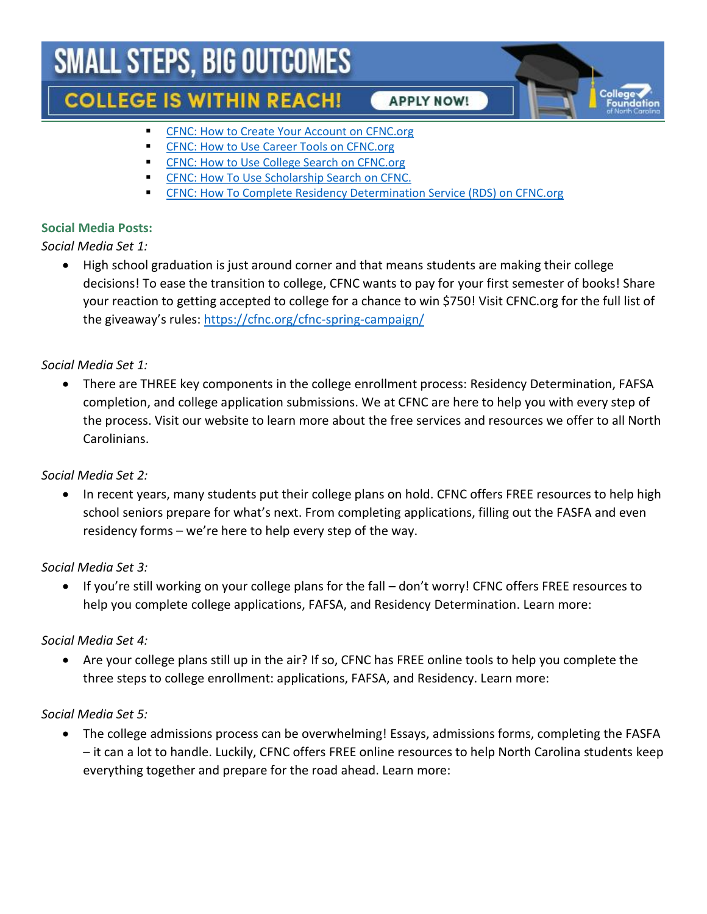# SMALL STEPS, BIG OUTCOMES

COLLEGE IS WITHIN REACH! APPLY NOW!

- [CFNC: How to Create Your Account on CFNC.org]()
- [CFNC: How to Use Career Tools on CFNC.org]()
- [CFNC: How to Use College Search on CFNC.org]()
- [CFNC: How To Use Scholarship Search on CFNC.]()
- [CFNC: How To Complete Residency Determination Service (RDS) on CFNC.org]()

**Social Media Posts:**

*Social Media Set 1:*

- High school graduation is just around corner and that means students are making their college decisions! To ease the transition to college, CFNC wants to pay for your first semester of books! Share your reaction to getting accepted to college for a chance to win $750! Visit CFNC.org for the full list of the giveaway's rules: [https://cfnc.org/cfnc-spring-campaign/](https://cfnc.org/cfnc-spring-campaign/)

*Social Media Set 1:*

- There are THREE key components in the college enrollment process: Residency Determination, FAFSA completion, and college application submissions. We at CFNC are here to help you with every step of the process. Visit our website to learn more about the free services and resources we offer to all North Carolinians.

*Social Media Set 2:*

- In recent years, many students put their college plans on hold. CFNC offers FREE resources to help high school seniors prepare for what's next. From completing applications, filling out the FASFA and even residency forms – we're here to help every step of the way.

*Social Media Set 3:*

- If you're still working on your college plans for the fall – don't worry! CFNC offers FREE resources to help you complete college applications, FAFSA, and Residency Determination. Learn more:

*Social Media Set 4:*

- Are your college plans still up in the air? If so, CFNC has FREE online tools to help you complete the three steps to college enrollment: applications, FAFSA, and Residency. Learn more:

*Social Media Set 5:*

- The college admissions process can be overwhelming! Essays, admissions forms, completing the FASFA – it can a lot to handle. Luckily, CFNC offers FREE online resources to help North Carolina students keep everything together and prepare for the road ahead. Learn more: